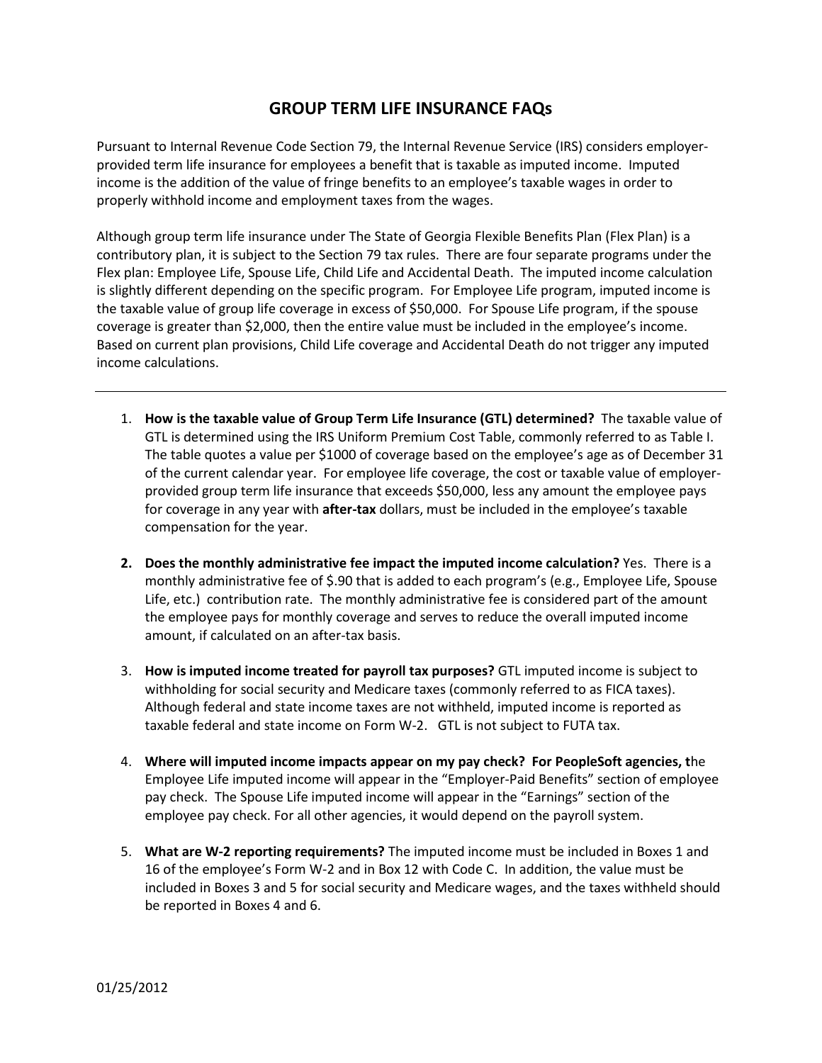# GROUP TERM LIFE INSURANCE FAQs

Pursuant to Internal Revenue Code Section 79, the Internal Revenue Service (IRS) considers employer-provided term life insurance for employees a benefit that is taxable as imputed income. Imputed income is the addition of the value of fringe benefits to an employee's taxable wages in order to properly withhold income and employment taxes from the wages.

Although group term life insurance under The State of Georgia Flexible Benefits Plan (Flex Plan) is a contributory plan, it is subject to the Section 79 tax rules. There are four separate programs under the Flex plan: Employee Life, Spouse Life, Child Life and Accidental Death. The imputed income calculation is slightly different depending on the specific program. For Employee Life program, imputed income is the taxable value of group life coverage in excess of $50,000. For Spouse Life program, if the spouse coverage is greater than $2,000, then the entire value must be included in the employee's income. Based on current plan provisions, Child Life coverage and Accidental Death do not trigger any imputed income calculations.

---

1. **How is the taxable value of Group Term Life Insurance (GTL) determined?** The taxable value of GTL is determined using the IRS Uniform Premium Cost Table, commonly referred to as Table I. The table quotes a value per $1000 of coverage based on the employee's age as of December 31 of the current calendar year. For employee life coverage, the cost or taxable value of employer-provided group term life insurance that exceeds $50,000, less any amount the employee pays for coverage in any year with **after-tax** dollars, must be included in the employee's taxable compensation for the year.

2. **Does the monthly administrative fee impact the imputed income calculation?** Yes. There is a monthly administrative fee of $.90 that is added to each program's (e.g., Employee Life, Spouse Life, etc.) contribution rate. The monthly administrative fee is considered part of the amount the employee pays for monthly coverage and serves to reduce the overall imputed income amount, if calculated on an after-tax basis.

3. **How is imputed income treated for payroll tax purposes?** GTL imputed income is subject to withholding for social security and Medicare taxes (commonly referred to as FICA taxes). Although federal and state income taxes are not withheld, imputed income is reported as taxable federal and state income on Form W-2. GTL is not subject to FUTA tax.

4. **Where will imputed income impacts appear on my pay check? For PeopleSoft agencies, t**he Employee Life imputed income will appear in the "Employer-Paid Benefits" section of employee pay check. The Spouse Life imputed income will appear in the "Earnings" section of the employee pay check. For all other agencies, it would depend on the payroll system.

5. **What are W-2 reporting requirements?** The imputed income must be included in Boxes 1 and 16 of the employee's Form W-2 and in Box 12 with Code C. In addition, the value must be included in Boxes 3 and 5 for social security and Medicare wages, and the taxes withheld should be reported in Boxes 4 and 6.

01/25/2012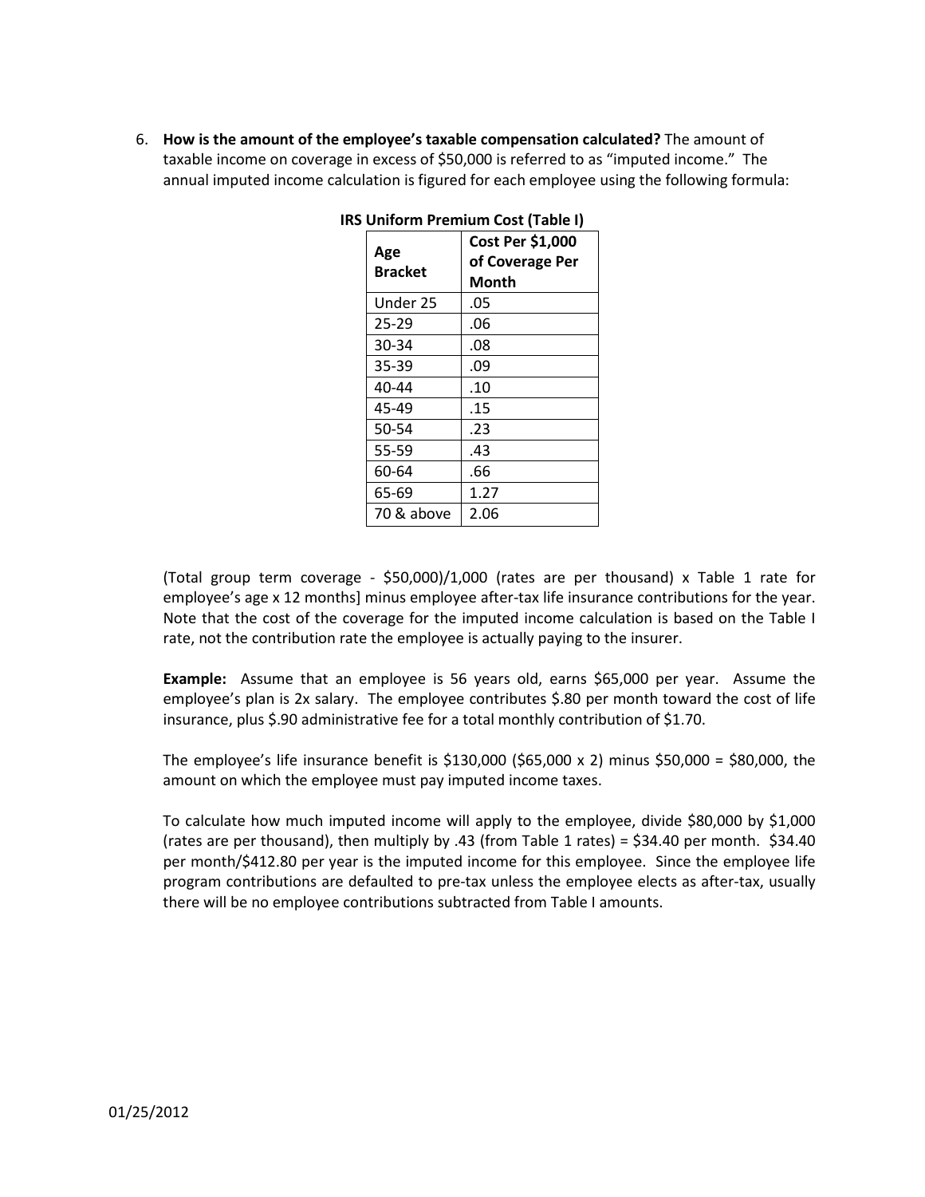6. **How is the amount of the employee's taxable compensation calculated?** The amount of taxable income on coverage in excess of $50,000 is referred to as "imputed income." The annual imputed income calculation is figured for each employee using the following formula:

**IRS Uniform Premium Cost (Table I)**

| Age Bracket | Cost Per $1,000 of Coverage Per Month |
|---|---|
| Under 25 | .05 |
| 25-29 | .06 |
| 30-34 | .08 |
| 35-39 | .09 |
| 40-44 | .10 |
| 45-49 | .15 |
| 50-54 | .23 |
| 55-59 | .43 |
| 60-64 | .66 |
| 65-69 | 1.27 |
| 70 & above | 2.06 |

(Total group term coverage - $50,000)/1,000 (rates are per thousand) x Table 1 rate for employee's age x 12 months] minus employee after-tax life insurance contributions for the year. Note that the cost of the coverage for the imputed income calculation is based on the Table I rate, not the contribution rate the employee is actually paying to the insurer.

**Example:** Assume that an employee is 56 years old, earns $65,000 per year. Assume the employee's plan is 2x salary. The employee contributes $.80 per month toward the cost of life insurance, plus $.90 administrative fee for a total monthly contribution of $1.70.

The employee's life insurance benefit is $130,000 ($65,000 x 2) minus $50,000 = $80,000, the amount on which the employee must pay imputed income taxes.

To calculate how much imputed income will apply to the employee, divide $80,000 by $1,000 (rates are per thousand), then multiply by .43 (from Table 1 rates) = $34.40 per month. $34.40 per month/$412.80 per year is the imputed income for this employee. Since the employee life program contributions are defaulted to pre-tax unless the employee elects as after-tax, usually there will be no employee contributions subtracted from Table I amounts.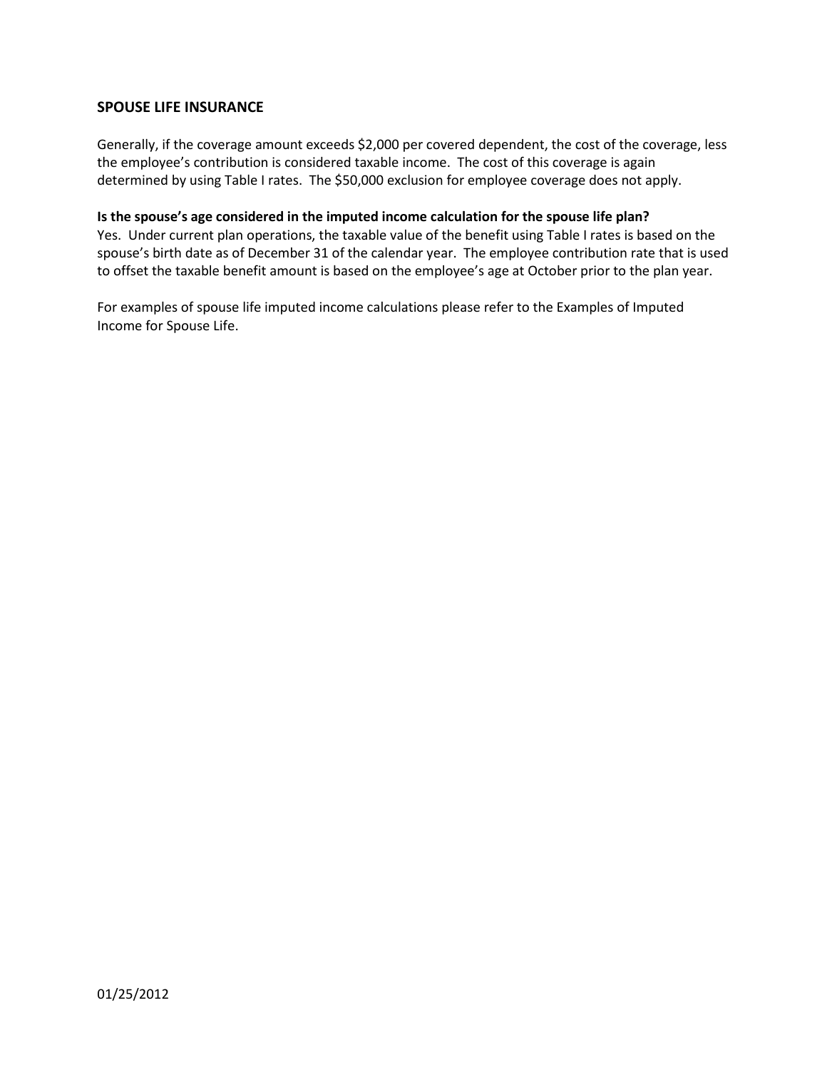## SPOUSE LIFE INSURANCE

Generally, if the coverage amount exceeds $2,000 per covered dependent, the cost of the coverage, less the employee's contribution is considered taxable income. The cost of this coverage is again determined by using Table I rates. The $50,000 exclusion for employee coverage does not apply.

**Is the spouse's age considered in the imputed income calculation for the spouse life plan?**
Yes. Under current plan operations, the taxable value of the benefit using Table I rates is based on the spouse's birth date as of December 31 of the calendar year. The employee contribution rate that is used to offset the taxable benefit amount is based on the employee's age at October prior to the plan year.

For examples of spouse life imputed income calculations please refer to the Examples of Imputed Income for Spouse Life.

01/25/2012